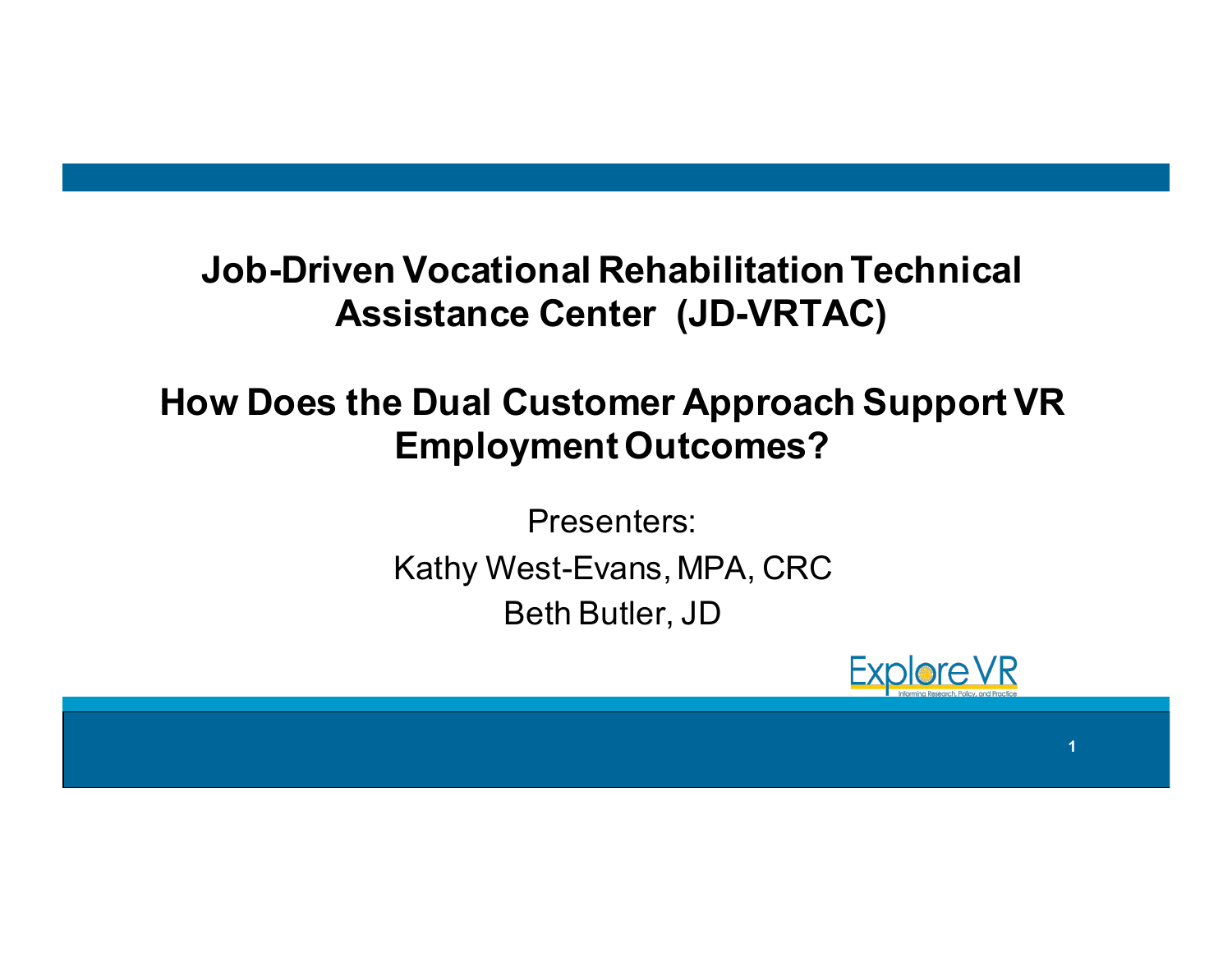# Job-Driven Vocational Rehabilitation Technical Assistance Center (JD-VRTAC)

## How Does the Dual Customer Approach Support VR Employment Outcomes?

Presenters:

Kathy West-Evans, MPA, CRC

Beth Butler, JD

Explore VR

Informing Research, Policy, and Practice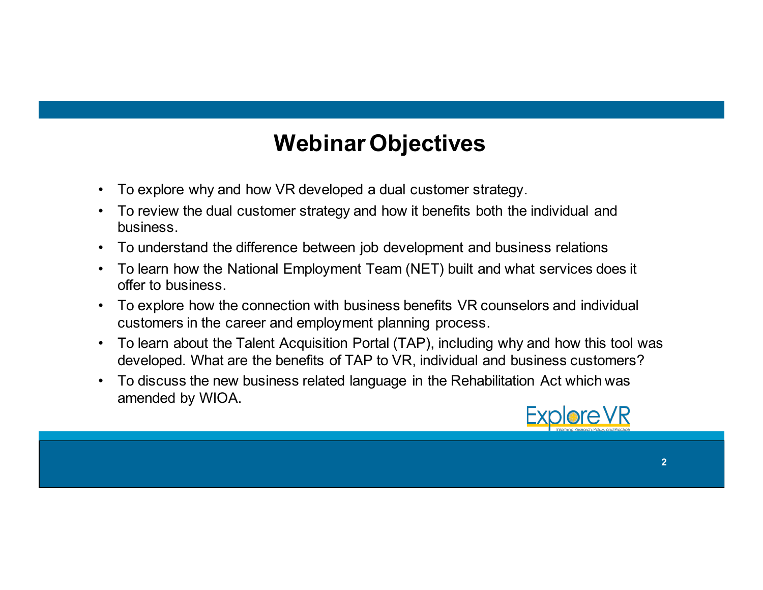# Webinar Objectives

- To explore why and how VR developed a dual customer strategy.
- To review the dual customer strategy and how it benefits both the individual and business.
- To understand the difference between job development and business relations
- To learn how the National Employment Team (NET) built and what services does it offer to business.
- To explore how the connection with business benefits VR counselors and individual customers in the career and employment planning process.
- To learn about the Talent Acquisition Portal (TAP), including why and how this tool was developed. What are the benefits of TAP to VR, individual and business customers?
- To discuss the new business related language in the Rehabilitation Act which was amended by WIOA.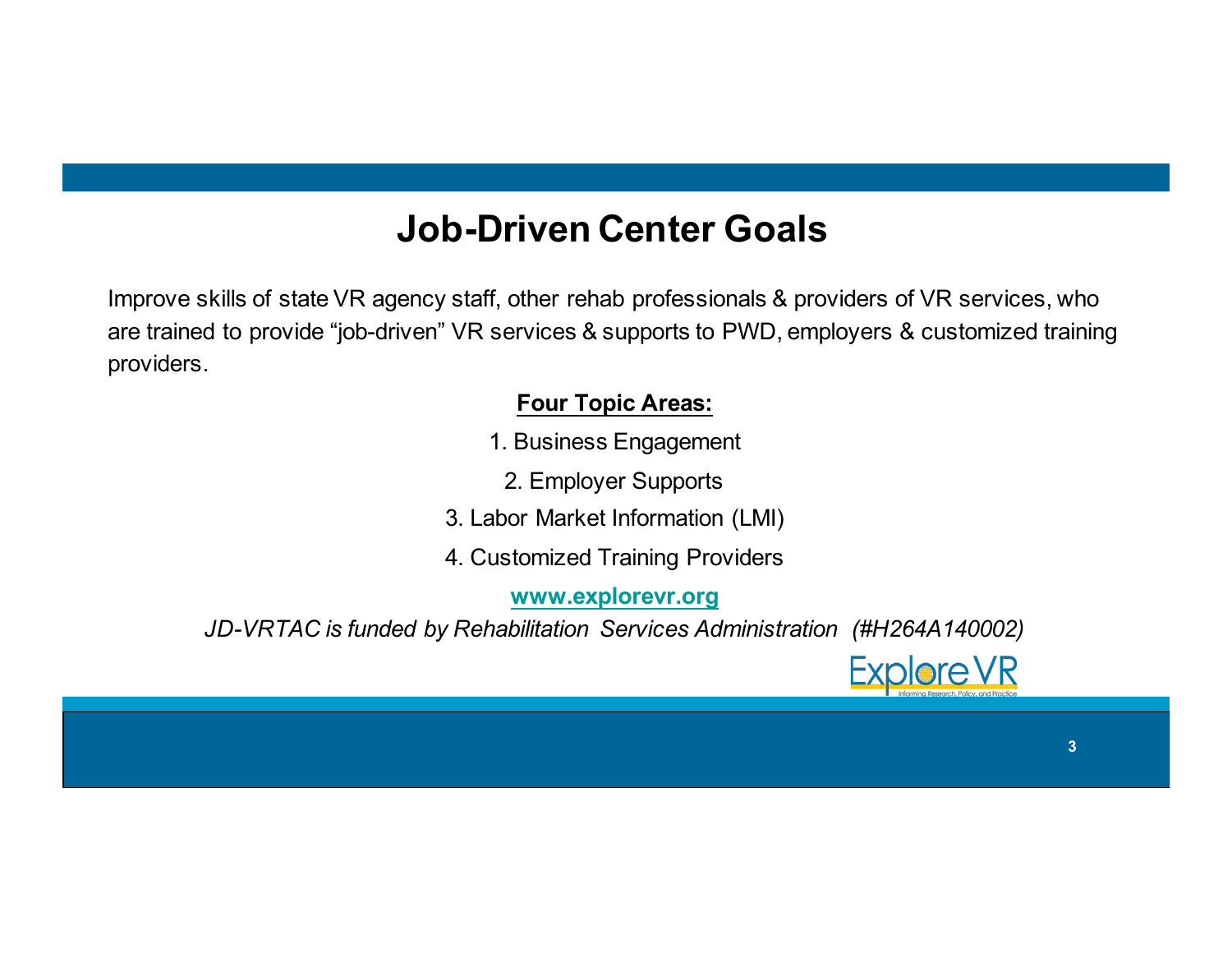# Job-Driven Center Goals

Improve skills of state VR agency staff, other rehab professionals & providers of VR services, who are trained to provide "job-driven" VR services & supports to PWD, employers & customized training providers.

**Four Topic Areas:**

1. Business Engagement
2. Employer Supports
3. Labor Market Information (LMI)
4. Customized Training Providers

**www.explorevr.org**

*JD-VRTAC is funded by Rehabilitation Services Administration (#H264A140002)*

Explore VR

Informing Research, Policy, and Practice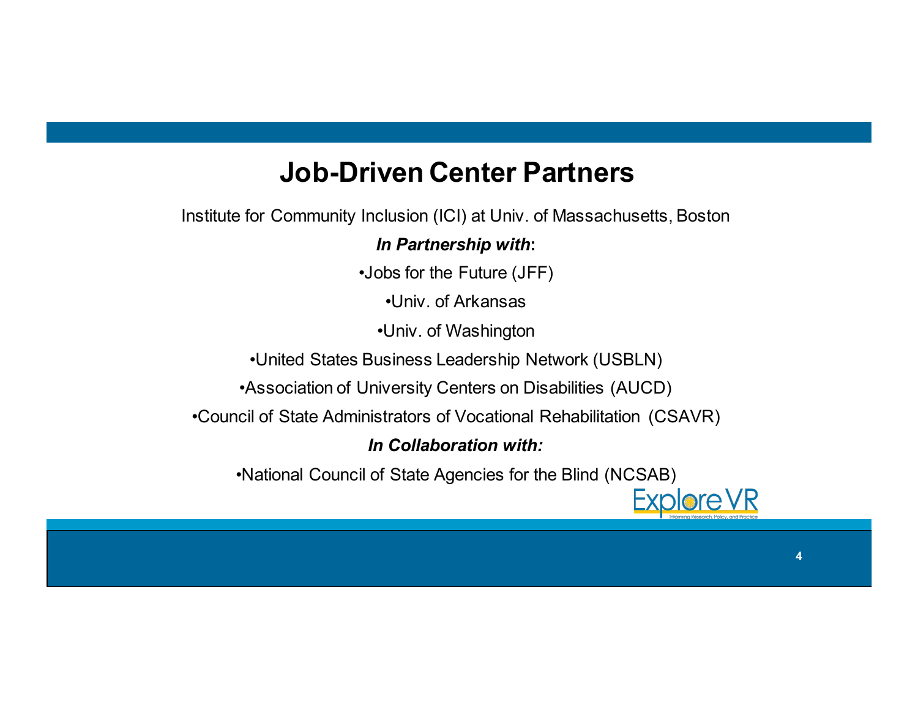# Job-Driven Center Partners

Institute for Community Inclusion (ICI) at Univ. of Massachusetts, Boston

***In Partnership with*:**

- Jobs for the Future (JFF)
- Univ. of Arkansas
- Univ. of Washington
- United States Business Leadership Network (USBLN)
- Association of University Centers on Disabilities (AUCD)
- Council of State Administrators of Vocational Rehabilitation (CSAVR)

***In Collaboration with:***

- National Council of State Agencies for the Blind (NCSAB)

Explore VR

Informing Research, Policy, and Practice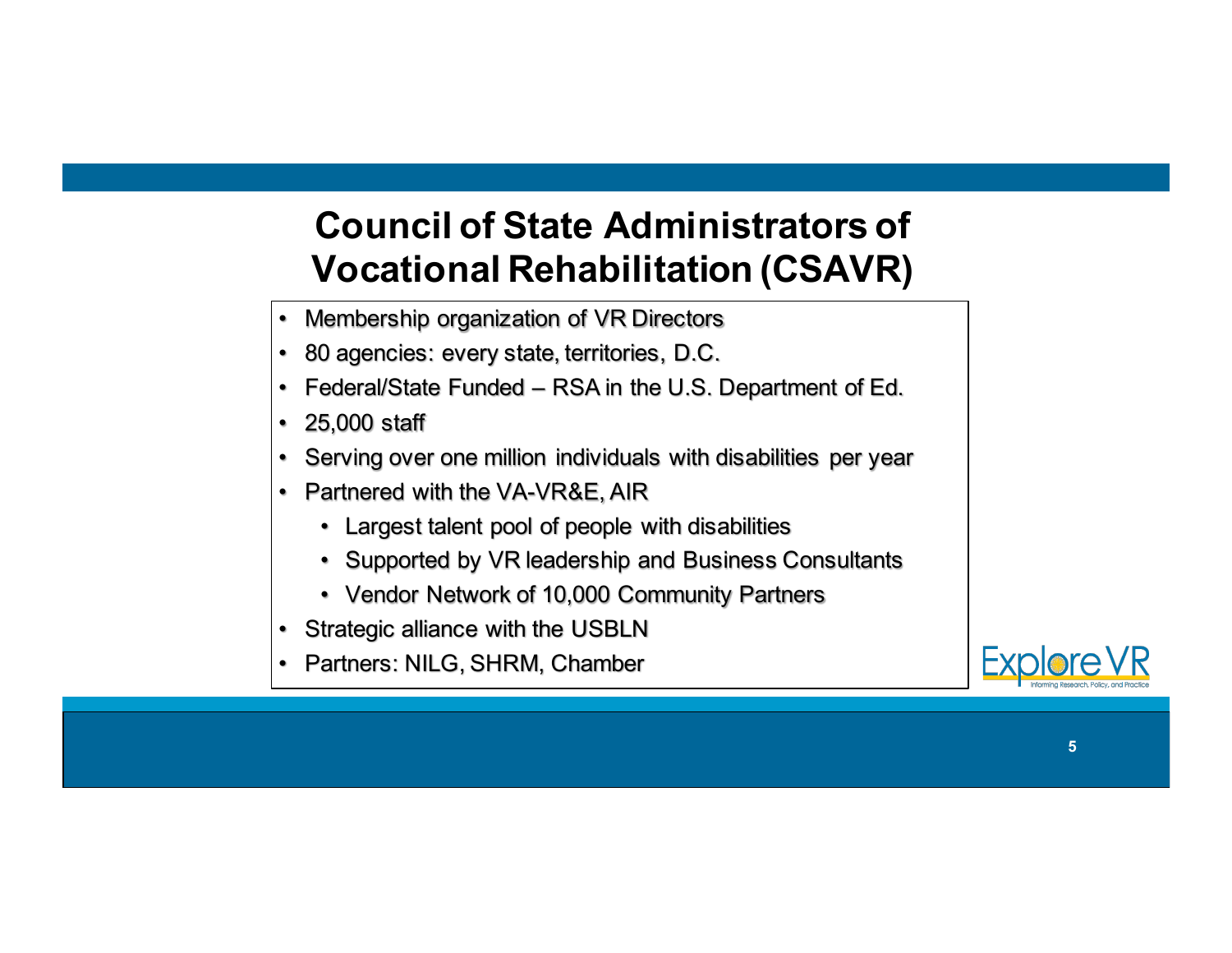# Council of State Administrators of Vocational Rehabilitation (CSAVR)

- Membership organization of VR Directors
- 80 agencies: every state, territories, D.C.
- Federal/State Funded – RSA in the U.S. Department of Ed.
- 25,000 staff
- Serving over one million individuals with disabilities per year
- Partnered with the VA-VR&E, AIR
  - Largest talent pool of people with disabilities
  - Supported by VR leadership and Business Consultants
  - Vendor Network of 10,000 Community Partners
- Strategic alliance with the USBLN
- Partners: NILG, SHRM, Chamber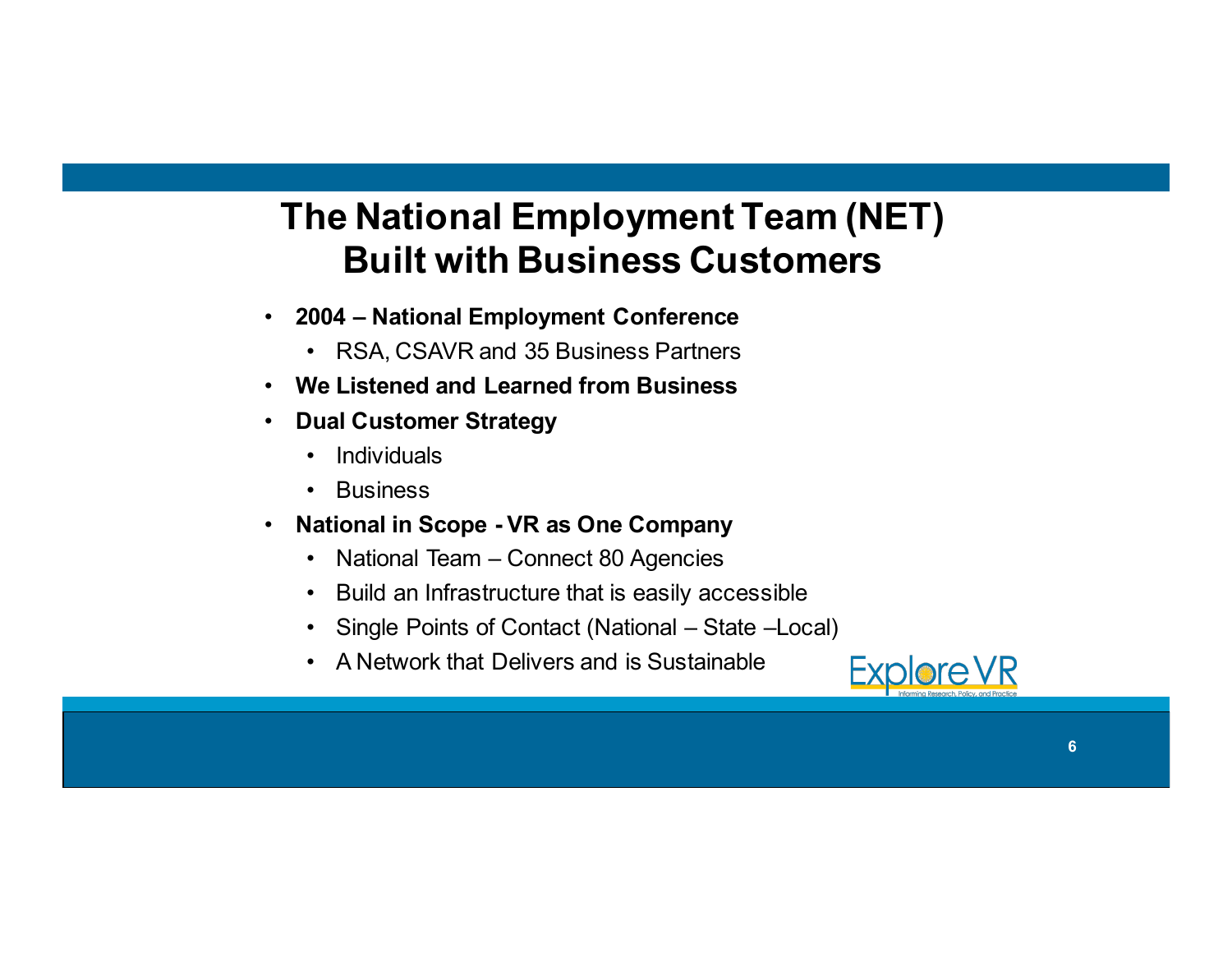# The National Employment Team (NET) Built with Business Customers

- **2004 – National Employment Conference**
  - RSA, CSAVR and 35 Business Partners
- **We Listened and Learned from Business**
- **Dual Customer Strategy**
  - Individuals
  - Business
- **National in Scope - VR as One Company**
  - National Team – Connect 80 Agencies
  - Build an Infrastructure that is easily accessible
  - Single Points of Contact (National – State –Local)
  - A Network that Delivers and is Sustainable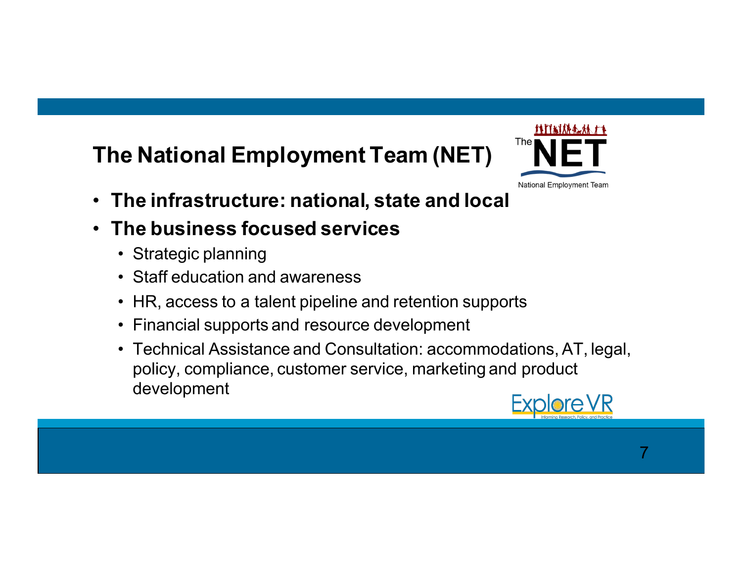## The National Employment Team (NET)

- **The infrastructure: national, state and local**
- **The business focused services**
  - Strategic planning
  - Staff education and awareness
  - HR, access to a talent pipeline and retention supports
  - Financial supports and resource development
  - Technical Assistance and Consultation: accommodations, AT, legal, policy, compliance, customer service, marketing and product development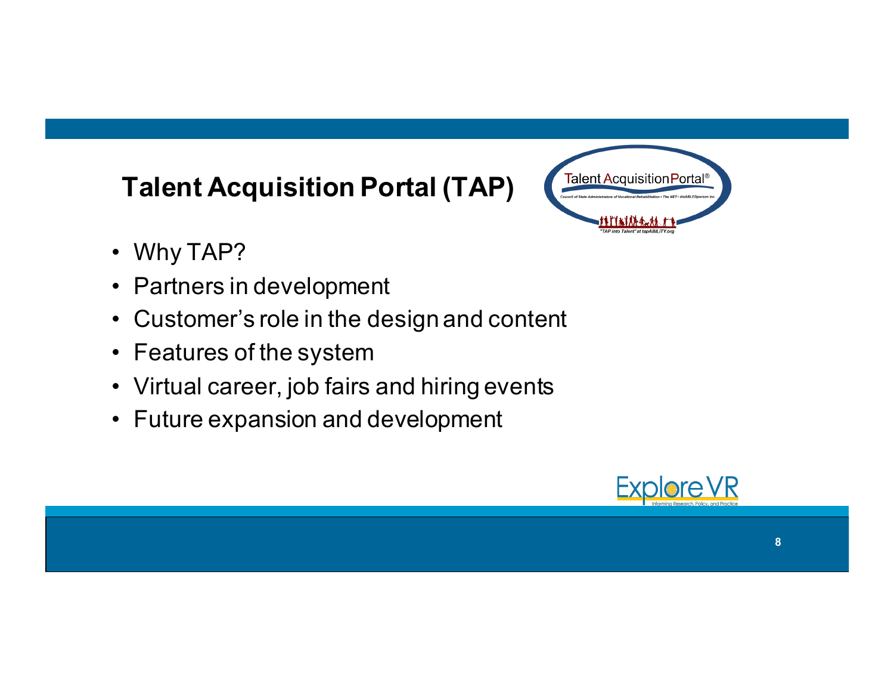## Talent Acquisition Portal (TAP)

- Why TAP?
- Partners in development
- Customer's role in the design and content
- Features of the system
- Virtual career, job fairs and hiring events
- Future expansion and development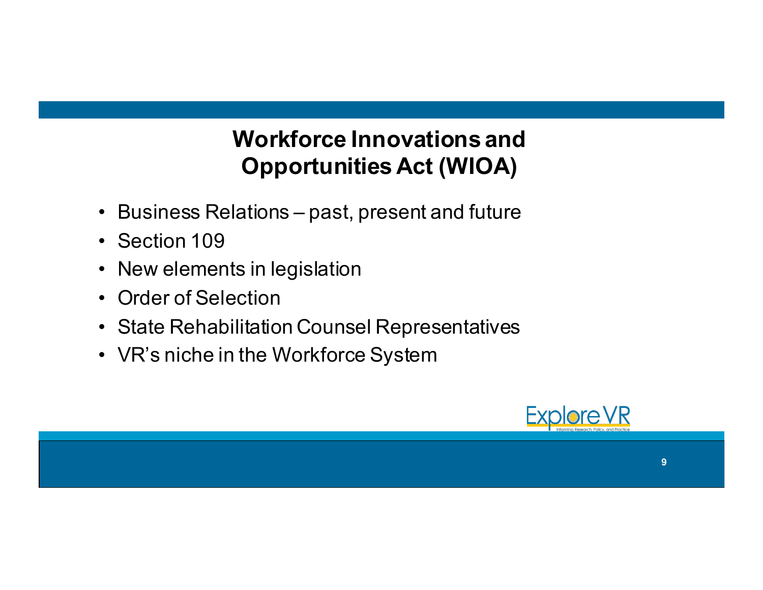# Workforce Innovations and Opportunities Act (WIOA)

- Business Relations – past, present and future
- Section 109
- New elements in legislation
- Order of Selection
- State Rehabilitation Counsel Representatives
- VR's niche in the Workforce System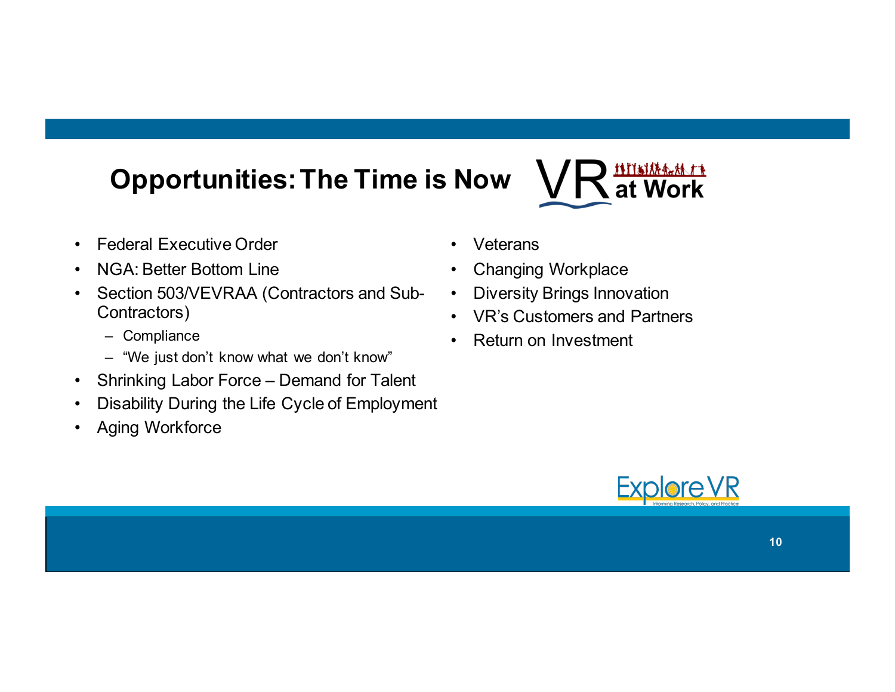## Opportunities: The Time is Now

VR at Work

- Federal Executive Order
- NGA: Better Bottom Line
- Section 503/VEVRAA (Contractors and Sub-Contractors)
  - Compliance
  - "We just don't know what we don't know"
- Shrinking Labor Force – Demand for Talent
- Disability During the Life Cycle of Employment
- Aging Workforce
- Veterans
- Changing Workplace
- Diversity Brings Innovation
- VR's Customers and Partners
- Return on Investment

Explore VR
Informing Research, Policy, and Practice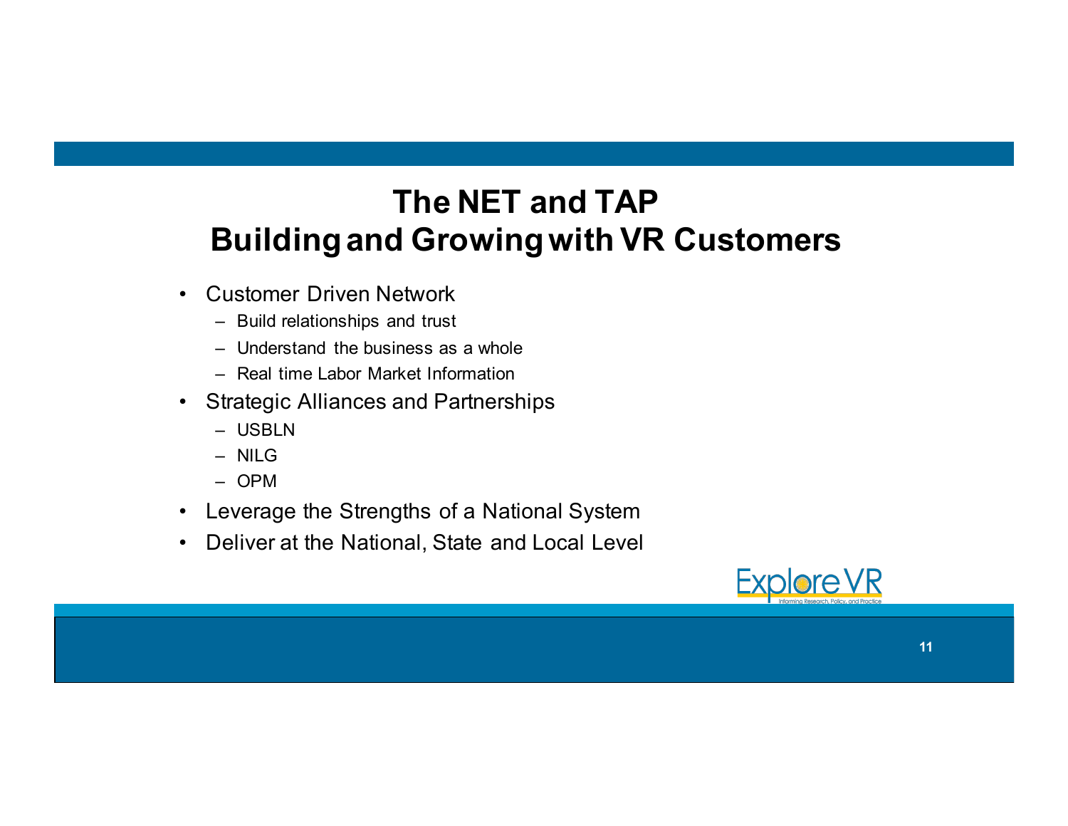# The NET and TAP
# Building and Growing with VR Customers

- Customer Driven Network
  - Build relationships and trust
  - Understand the business as a whole
  - Real time Labor Market Information
- Strategic Alliances and Partnerships
  - USBLN
  - NILG
  - OPM
- Leverage the Strengths of a National System
- Deliver at the National, State and Local Level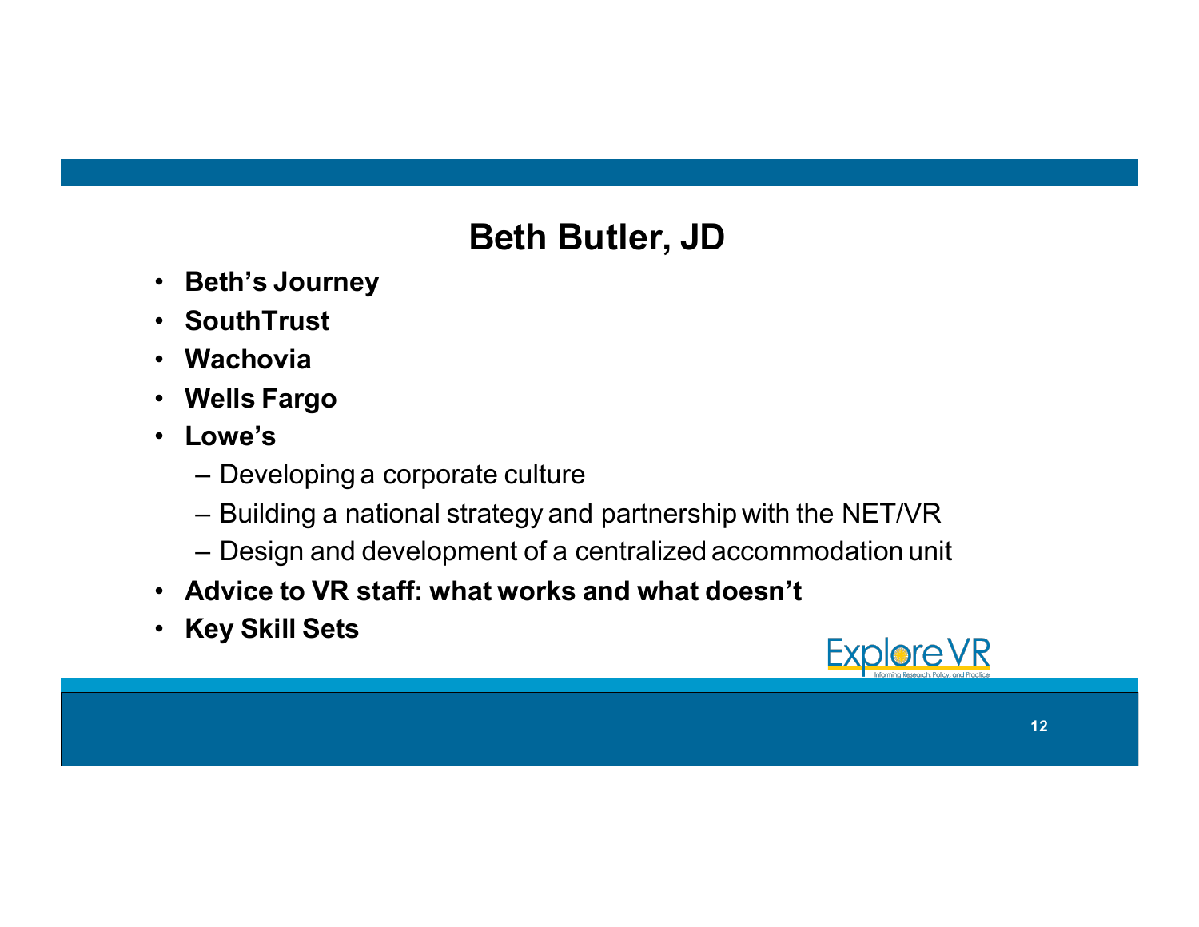# Beth Butler, JD

- **Beth's Journey**
- **SouthTrust**
- **Wachovia**
- **Wells Fargo**
- **Lowe's**
  - Developing a corporate culture
  - Building a national strategy and partnership with the NET/VR
  - Design and development of a centralized accommodation unit
- **Advice to VR staff: what works and what doesn't**
- **Key Skill Sets**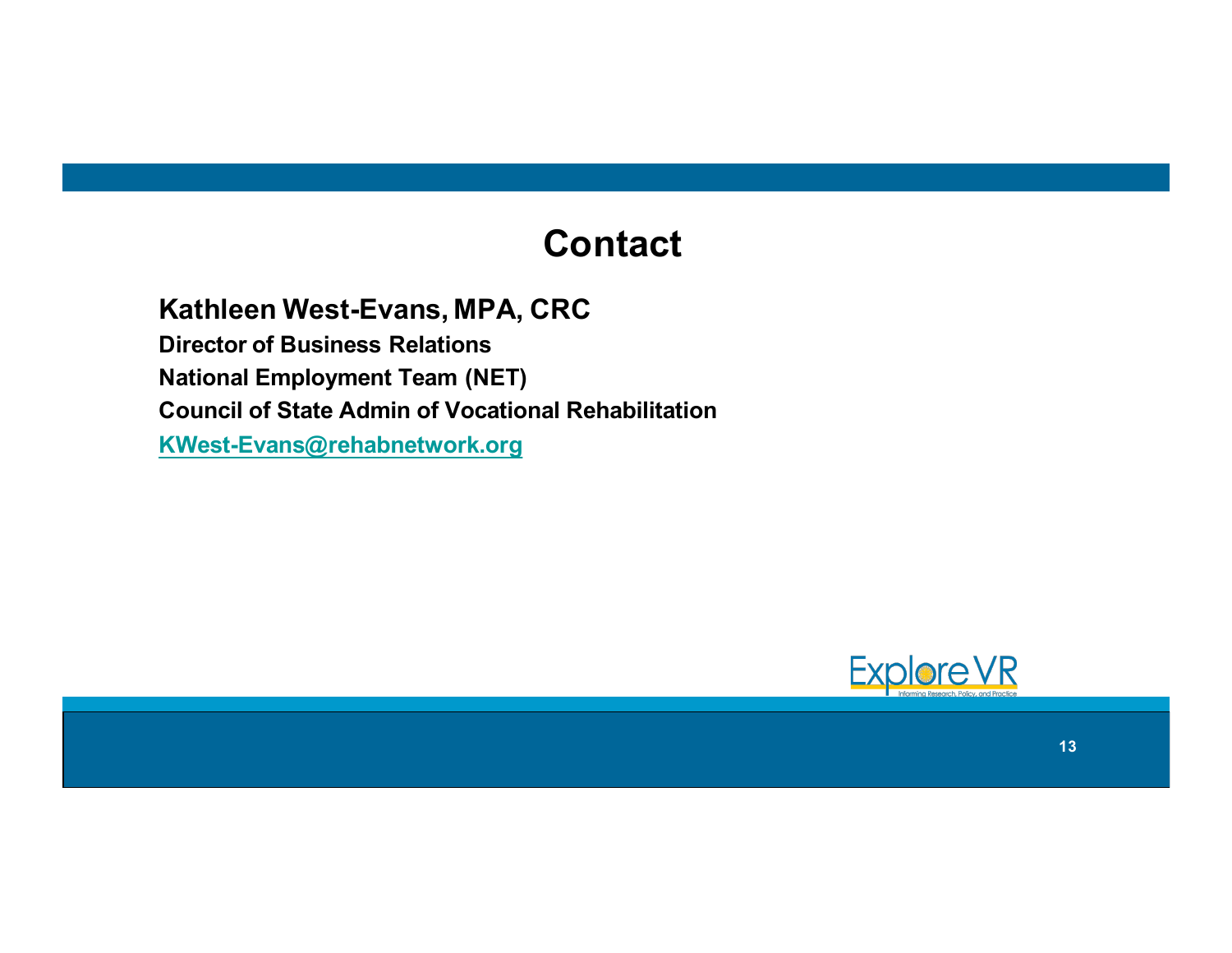# Contact

**Kathleen West-Evans, MPA, CRC**

**Director of Business Relations**

**National Employment Team (NET)**

**Council of State Admin of Vocational Rehabilitation**

**KWest-Evans@rehabnetwork.org**

Explore VR

Informing Research, Policy, and Practice